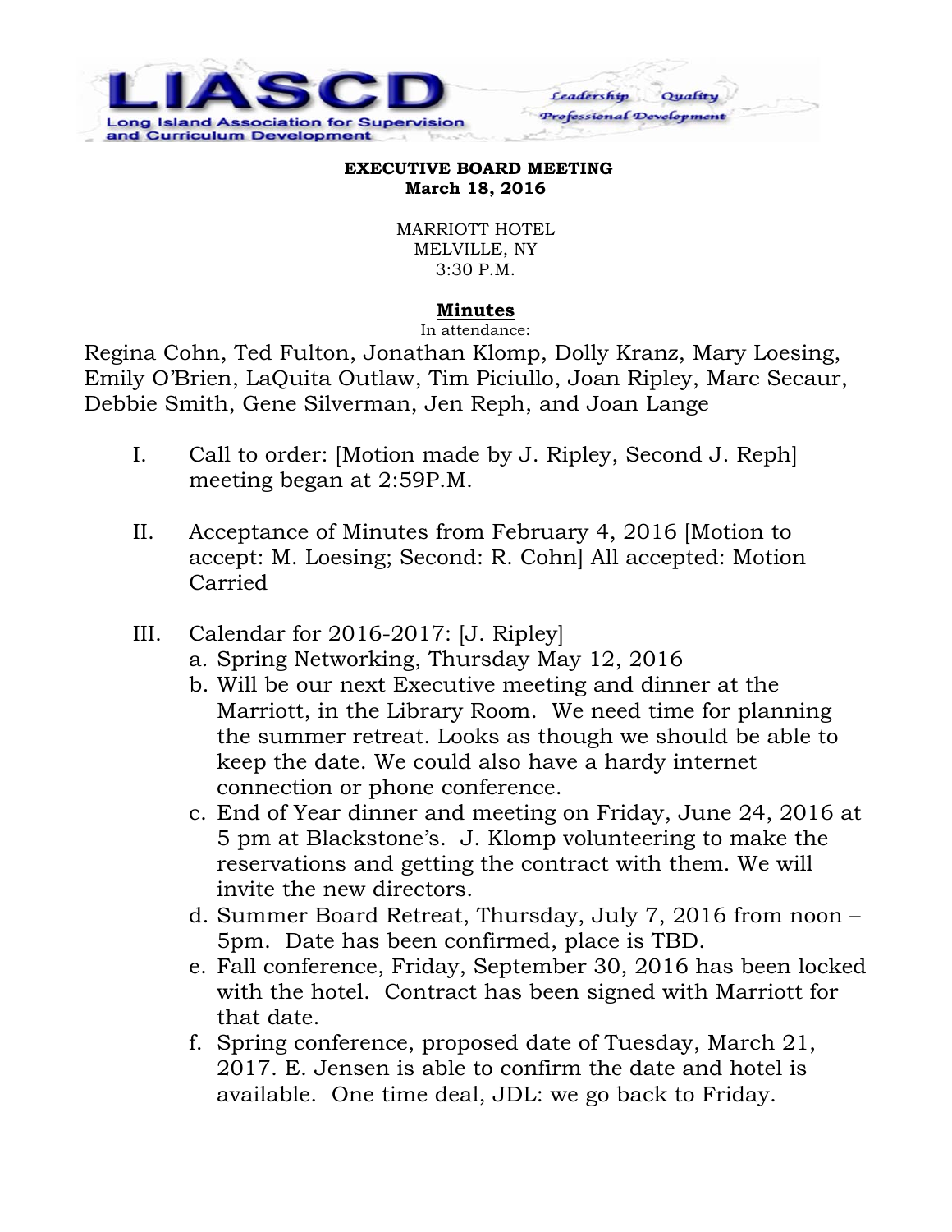LIASCD
Long Island Association for Supervision and Curriculum Development

*Leadership Quality Professional Development*

**EXECUTIVE BOARD MEETING**
**March 18, 2016**

MARRIOTT HOTEL
MELVILLE, NY
3:30 P.M.

**Minutes**

In attendance:

Regina Cohn, Ted Fulton, Jonathan Klomp, Dolly Kranz, Mary Loesing, Emily O'Brien, LaQuita Outlaw, Tim Piciullo, Joan Ripley, Marc Secaur, Debbie Smith, Gene Silverman, Jen Reph, and Joan Lange

I. Call to order: [Motion made by J. Ripley, Second J. Reph] meeting began at 2:59P.M.

II. Acceptance of Minutes from February 4, 2016 [Motion to accept: M. Loesing; Second: R. Cohn] All accepted: Motion Carried

III. Calendar for 2016-2017: [J. Ripley]
   a. Spring Networking, Thursday May 12, 2016
   b. Will be our next Executive meeting and dinner at the Marriott, in the Library Room. We need time for planning the summer retreat. Looks as though we should be able to keep the date. We could also have a hardy internet connection or phone conference.
   c. End of Year dinner and meeting on Friday, June 24, 2016 at 5 pm at Blackstone's. J. Klomp volunteering to make the reservations and getting the contract with them. We will invite the new directors.
   d. Summer Board Retreat, Thursday, July 7, 2016 from noon – 5pm. Date has been confirmed, place is TBD.
   e. Fall conference, Friday, September 30, 2016 has been locked with the hotel. Contract has been signed with Marriott for that date.
   f. Spring conference, proposed date of Tuesday, March 21, 2017. E. Jensen is able to confirm the date and hotel is available. One time deal, JDL: we go back to Friday.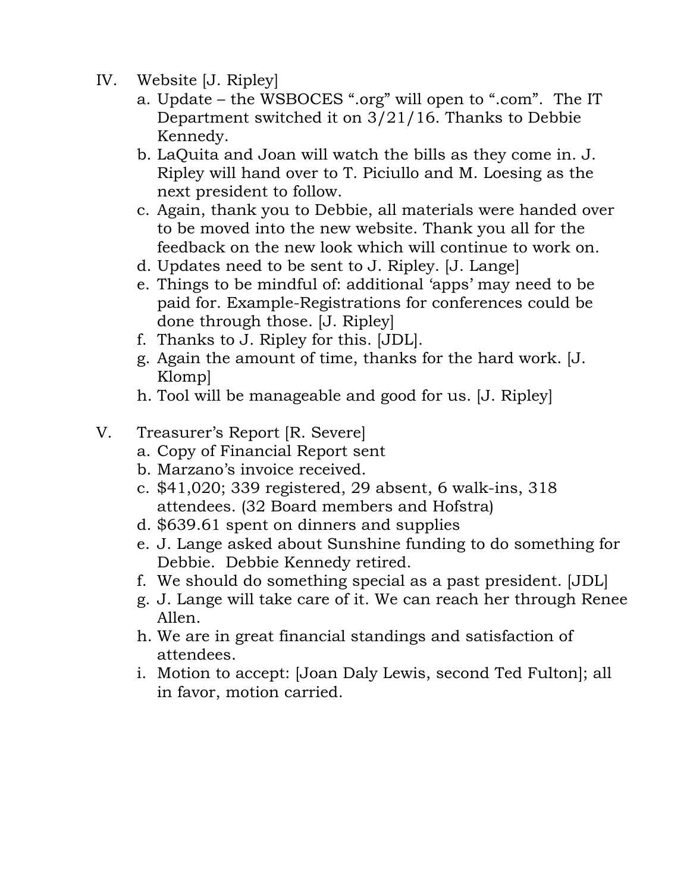IV. Website [J. Ripley]

a. Update – the WSBOCES ".org" will open to ".com". The IT Department switched it on 3/21/16. Thanks to Debbie Kennedy.
b. LaQuita and Joan will watch the bills as they come in. J. Ripley will hand over to T. Piciullo and M. Loesing as the next president to follow.
c. Again, thank you to Debbie, all materials were handed over to be moved into the new website. Thank you all for the feedback on the new look which will continue to work on.
d. Updates need to be sent to J. Ripley. [J. Lange]
e. Things to be mindful of: additional 'apps' may need to be paid for. Example-Registrations for conferences could be done through those. [J. Ripley]
f. Thanks to J. Ripley for this. [JDL].
g. Again the amount of time, thanks for the hard work. [J. Klomp]
h. Tool will be manageable and good for us. [J. Ripley]

V. Treasurer's Report [R. Severe]

a. Copy of Financial Report sent
b. Marzano's invoice received.
c. $41,020; 339 registered, 29 absent, 6 walk-ins, 318 attendees. (32 Board members and Hofstra)
d. $639.61 spent on dinners and supplies
e. J. Lange asked about Sunshine funding to do something for Debbie. Debbie Kennedy retired.
f. We should do something special as a past president. [JDL]
g. J. Lange will take care of it. We can reach her through Renee Allen.
h. We are in great financial standings and satisfaction of attendees.
i. Motion to accept: [Joan Daly Lewis, second Ted Fulton]; all in favor, motion carried.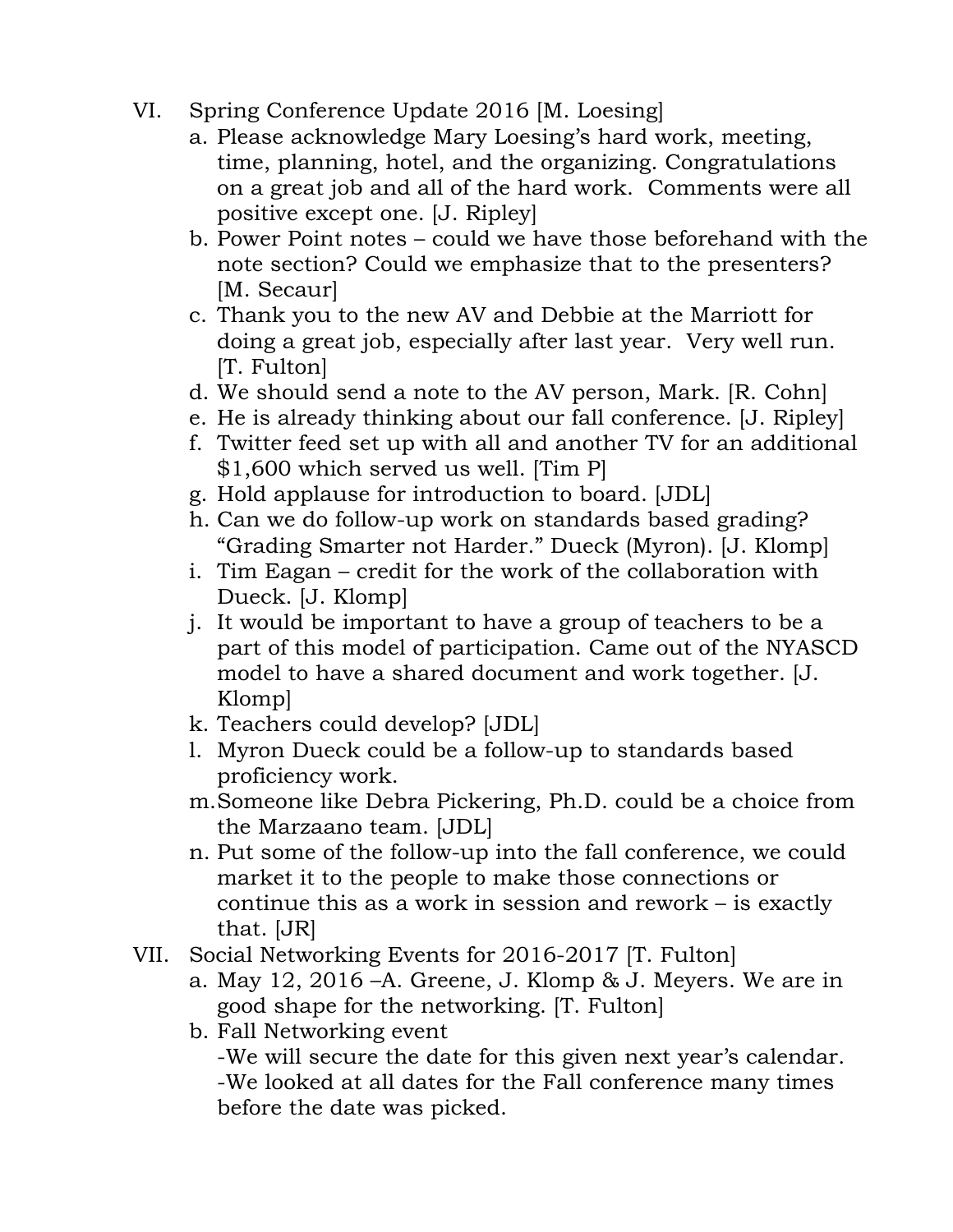VI. Spring Conference Update 2016 [M. Loesing]
   a. Please acknowledge Mary Loesing's hard work, meeting, time, planning, hotel, and the organizing. Congratulations on a great job and all of the hard work. Comments were all positive except one. [J. Ripley]
   b. Power Point notes – could we have those beforehand with the note section? Could we emphasize that to the presenters? [M. Secaur]
   c. Thank you to the new AV and Debbie at the Marriott for doing a great job, especially after last year. Very well run. [T. Fulton]
   d. We should send a note to the AV person, Mark. [R. Cohn]
   e. He is already thinking about our fall conference. [J. Ripley]
   f. Twitter feed set up with all and another TV for an additional $1,600 which served us well. [Tim P]
   g. Hold applause for introduction to board. [JDL]
   h. Can we do follow-up work on standards based grading? "Grading Smarter not Harder." Dueck (Myron). [J. Klomp]
   i. Tim Eagan – credit for the work of the collaboration with Dueck. [J. Klomp]
   j. It would be important to have a group of teachers to be a part of this model of participation. Came out of the NYASCD model to have a shared document and work together. [J. Klomp]
   k. Teachers could develop? [JDL]
   l. Myron Dueck could be a follow-up to standards based proficiency work.
   m. Someone like Debra Pickering, Ph.D. could be a choice from the Marzaano team. [JDL]
   n. Put some of the follow-up into the fall conference, we could market it to the people to make those connections or continue this as a work in session and rework – is exactly that. [JR]

VII. Social Networking Events for 2016-2017 [T. Fulton]
   a. May 12, 2016 –A. Greene, J. Klomp & J. Meyers. We are in good shape for the networking. [T. Fulton]
   b. Fall Networking event
      -We will secure the date for this given next year's calendar.
      -We looked at all dates for the Fall conference many times before the date was picked.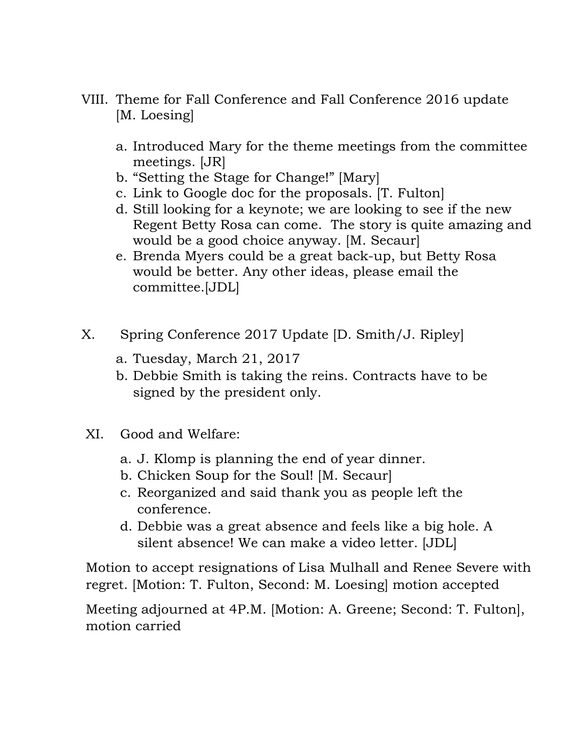VIII. Theme for Fall Conference and Fall Conference 2016 update [M. Loesing]

   a. Introduced Mary for the theme meetings from the committee meetings. [JR]
   b. "Setting the Stage for Change!" [Mary]
   c. Link to Google doc for the proposals. [T. Fulton]
   d. Still looking for a keynote; we are looking to see if the new Regent Betty Rosa can come. The story is quite amazing and would be a good choice anyway. [M. Secaur]
   e. Brenda Myers could be a great back-up, but Betty Rosa would be better. Any other ideas, please email the committee.[JDL]

X. Spring Conference 2017 Update [D. Smith/J. Ripley]

   a. Tuesday, March 21, 2017
   b. Debbie Smith is taking the reins. Contracts have to be signed by the president only.

XI. Good and Welfare:

   a. J. Klomp is planning the end of year dinner.
   b. Chicken Soup for the Soul! [M. Secaur]
   c. Reorganized and said thank you as people left the conference.
   d. Debbie was a great absence and feels like a big hole. A silent absence! We can make a video letter. [JDL]

Motion to accept resignations of Lisa Mulhall and Renee Severe with regret. [Motion: T. Fulton, Second: M. Loesing] motion accepted

Meeting adjourned at 4P.M. [Motion: A. Greene; Second: T. Fulton], motion carried